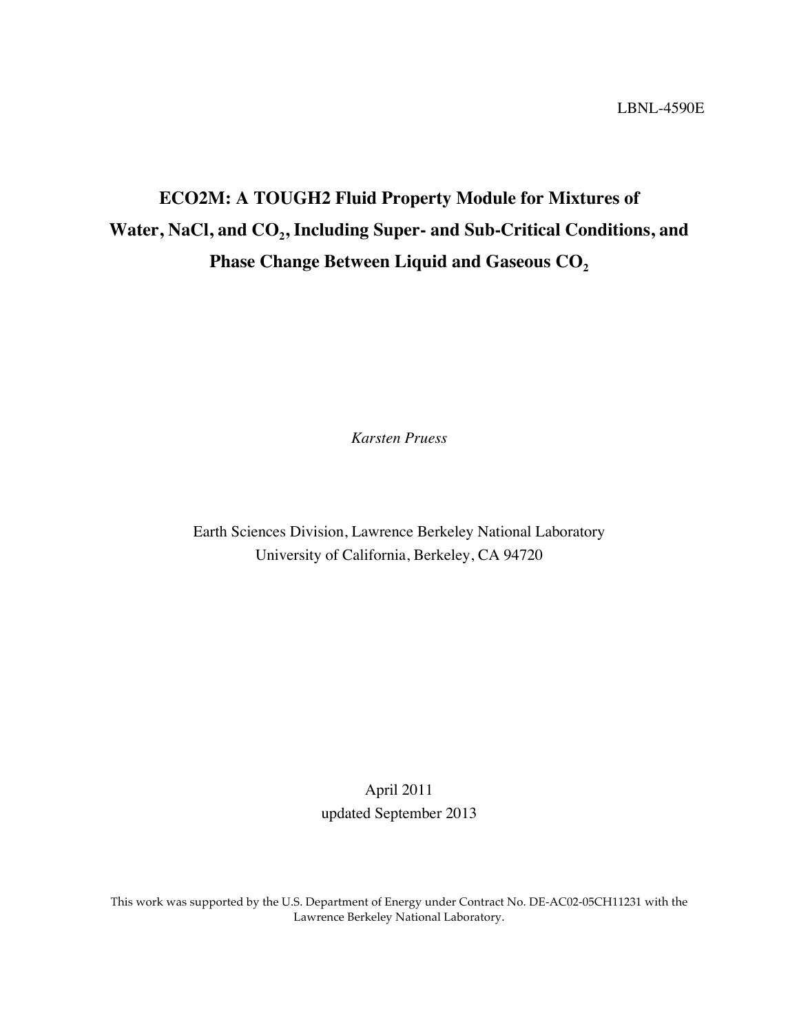LBNL-4590E

# ECO2M: A TOUGH2 Fluid Property Module for Mixtures of Water, NaCl, and $CO_2$, Including Super- and Sub-Critical Conditions, and Phase Change Between Liquid and Gaseous $CO_2$

*Karsten Pruess*

Earth Sciences Division, Lawrence Berkeley National Laboratory
University of California, Berkeley, CA 94720

April 2011
updated September 2013

This work was supported by the U.S. Department of Energy under Contract No. DE-AC02-05CH11231 with the Lawrence Berkeley National Laboratory.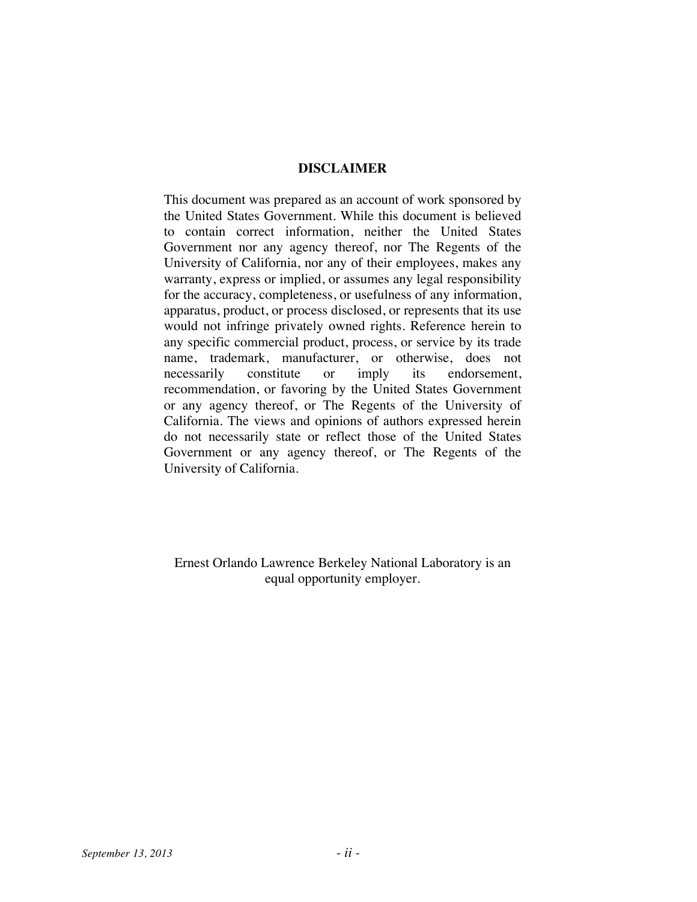## DISCLAIMER

This document was prepared as an account of work sponsored by the United States Government. While this document is believed to contain correct information, neither the United States Government nor any agency thereof, nor The Regents of the University of California, nor any of their employees, makes any warranty, express or implied, or assumes any legal responsibility for the accuracy, completeness, or usefulness of any information, apparatus, product, or process disclosed, or represents that its use would not infringe privately owned rights. Reference herein to any specific commercial product, process, or service by its trade name, trademark, manufacturer, or otherwise, does not necessarily constitute or imply its endorsement, recommendation, or favoring by the United States Government or any agency thereof, or The Regents of the University of California. The views and opinions of authors expressed herein do not necessarily state or reflect those of the United States Government or any agency thereof, or The Regents of the University of California.

Ernest Orlando Lawrence Berkeley National Laboratory is an equal opportunity employer.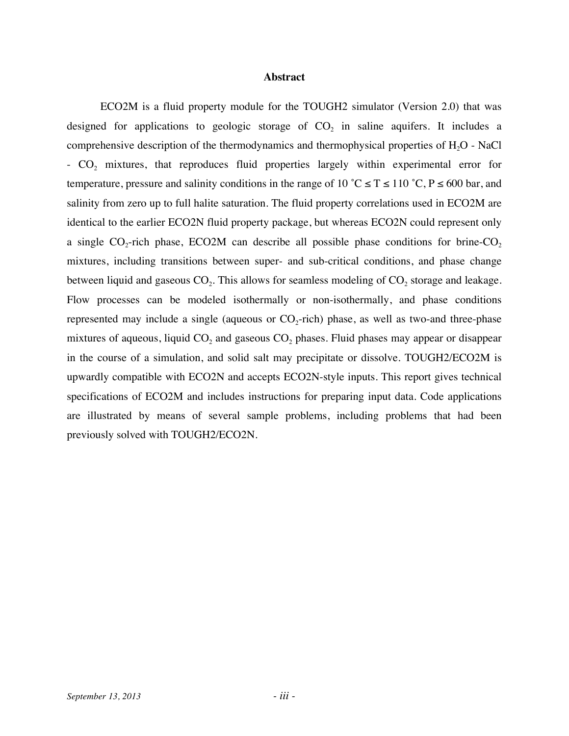# Abstract

ECO2M is a fluid property module for the TOUGH2 simulator (Version 2.0) that was designed for applications to geologic storage of $CO_2$ in saline aquifers. It includes a comprehensive description of the thermodynamics and thermophysical properties of $H_2O$ - NaCl - $CO_2$ mixtures, that reproduces fluid properties largely within experimental error for temperature, pressure and salinity conditions in the range of 10 ˚C $\leq$ T $\leq$ 110 ˚C, P $\leq$ 600 bar, and salinity from zero up to full halite saturation. The fluid property correlations used in ECO2M are identical to the earlier ECO2N fluid property package, but whereas ECO2N could represent only a single $CO_2$-rich phase, ECO2M can describe all possible phase conditions for brine-$CO_2$ mixtures, including transitions between super- and sub-critical conditions, and phase change between liquid and gaseous $CO_2$. This allows for seamless modeling of $CO_2$ storage and leakage. Flow processes can be modeled isothermally or non-isothermally, and phase conditions represented may include a single (aqueous or $CO_2$-rich) phase, as well as two-and three-phase mixtures of aqueous, liquid $CO_2$ and gaseous $CO_2$ phases. Fluid phases may appear or disappear in the course of a simulation, and solid salt may precipitate or dissolve. TOUGH2/ECO2M is upwardly compatible with ECO2N and accepts ECO2N-style inputs. This report gives technical specifications of ECO2M and includes instructions for preparing input data. Code applications are illustrated by means of several sample problems, including problems that had been previously solved with TOUGH2/ECO2N.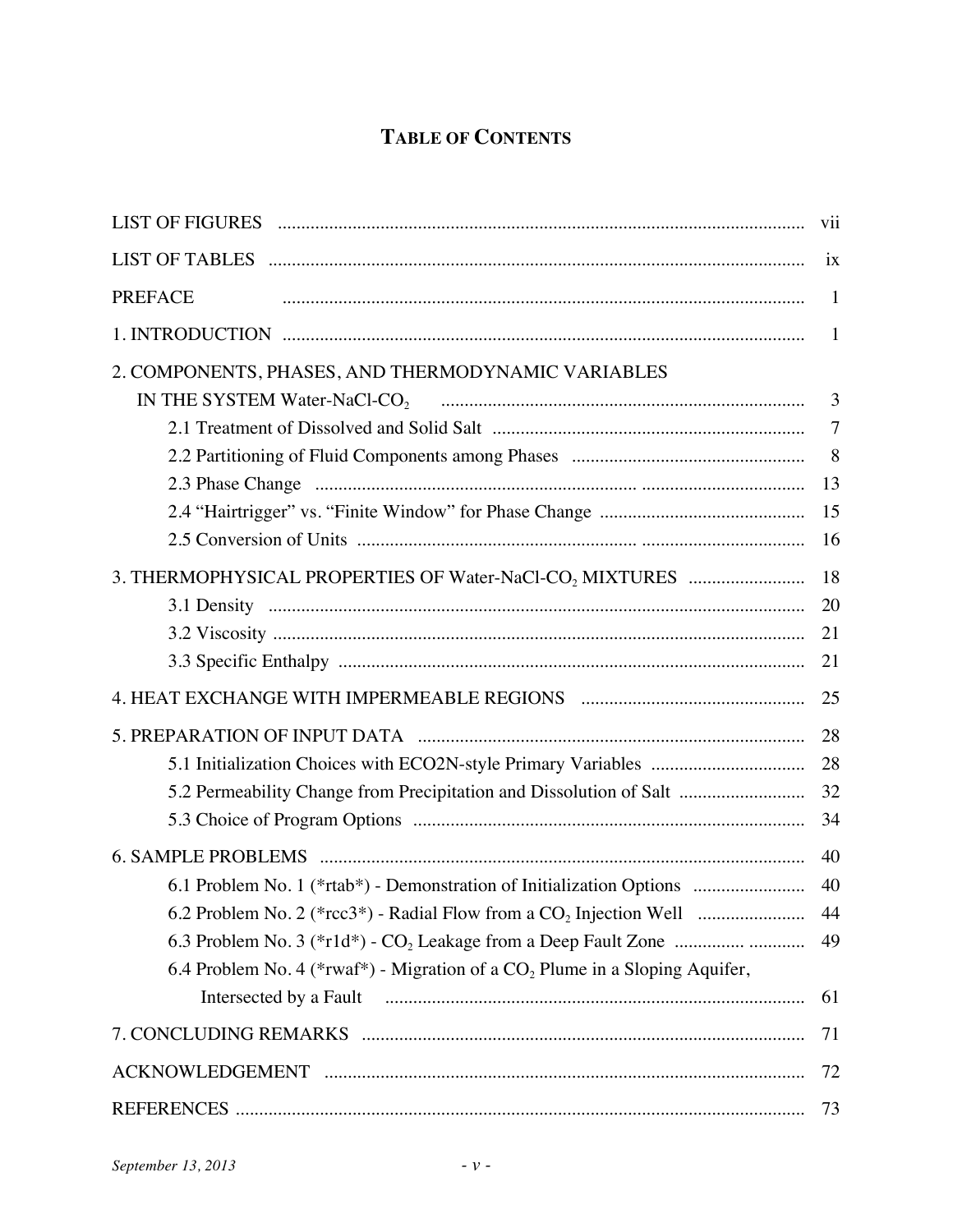# TABLE OF CONTENTS

| | |
|---|---|
| LIST OF FIGURES | vii |
| LIST OF TABLES | ix |
| PREFACE | 1 |
| 1. INTRODUCTION | 1 |
| 2. COMPONENTS, PHASES, AND THERMODYNAMIC VARIABLES IN THE SYSTEM Water-NaCl-$CO_2$ | 3 |
| 2.1 Treatment of Dissolved and Solid Salt | 7 |
| 2.2 Partitioning of Fluid Components among Phases | 8 |
| 2.3 Phase Change | 13 |
| 2.4 “Hairtrigger” vs. “Finite Window” for Phase Change | 15 |
| 2.5 Conversion of Units | 16 |
| 3. THERMOPHYSICAL PROPERTIES OF Water-NaCl-$CO_2$ MIXTURES | 18 |
| 3.1 Density | 20 |
| 3.2 Viscosity | 21 |
| 3.3 Specific Enthalpy | 21 |
| 4. HEAT EXCHANGE WITH IMPERMEABLE REGIONS | 25 |
| 5. PREPARATION OF INPUT DATA | 28 |
| 5.1 Initialization Choices with ECO2N-style Primary Variables | 28 |
| 5.2 Permeability Change from Precipitation and Dissolution of Salt | 32 |
| 5.3 Choice of Program Options | 34 |
| 6. SAMPLE PROBLEMS | 40 |
| 6.1 Problem No. 1 (*rtab*) - Demonstration of Initialization Options | 40 |
| 6.2 Problem No. 2 (*rcc3*) - Radial Flow from a $CO_2$ Injection Well | 44 |
| 6.3 Problem No. 3 (*r1d*) - $CO_2$ Leakage from a Deep Fault Zone | 49 |
| 6.4 Problem No. 4 (*rwaf*) - Migration of a $CO_2$ Plume in a Sloping Aquifer, Intersected by a Fault | 61 |
| 7. CONCLUDING REMARKS | 71 |
| ACKNOWLEDGEMENT | 72 |
| REFERENCES | 73 |

*September 13, 2013*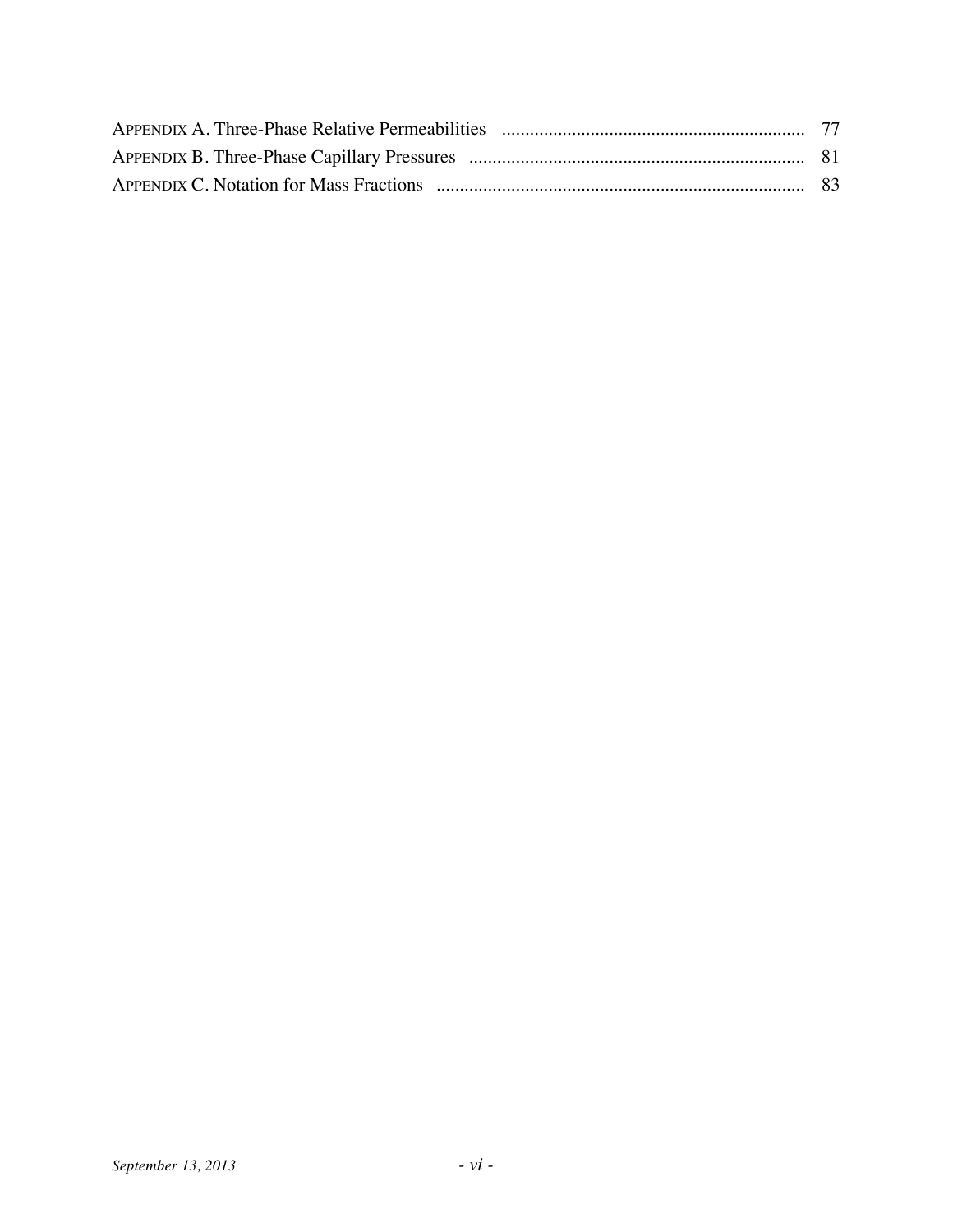APPENDIX A. Three-Phase Relative Permeabilities ........................................................... 77
APPENDIX B. Three-Phase Capillary Pressures ........................................................... 81
APPENDIX C. Notation for Mass Fractions ........................................................... 83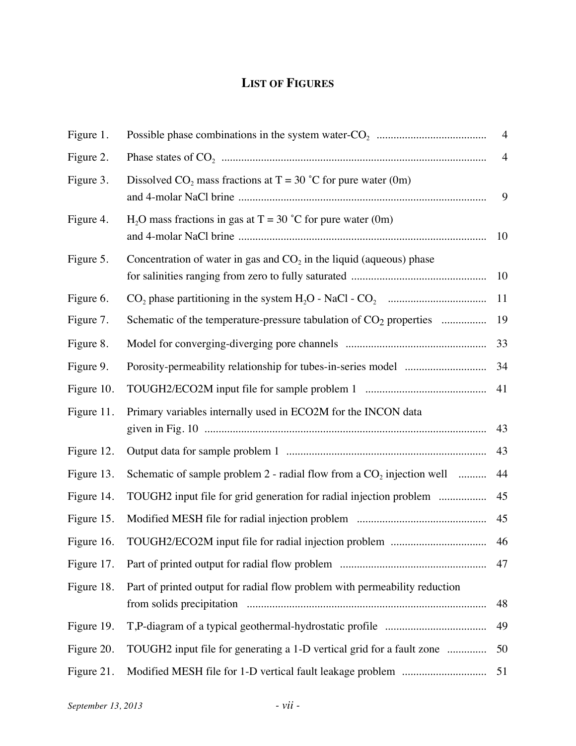# LIST OF FIGURES

| | | |
|---|---|---|
| Figure 1. | Possible phase combinations in the system water-$CO_2$ | 4 |
| Figure 2. | Phase states of $CO_2$ | 4 |
| Figure 3. | Dissolved $CO_2$ mass fractions at T = 30 ˚C for pure water (0m) and 4-molar NaCl brine | 9 |
| Figure 4. | $H_2O$ mass fractions in gas at T = 30 ˚C for pure water (0m) and 4-molar NaCl brine | 10 |
| Figure 5. | Concentration of water in gas and $CO_2$ in the liquid (aqueous) phase for salinities ranging from zero to fully saturated | 10 |
| Figure 6. | $CO_2$ phase partitioning in the system $H_2O$ - NaCl - $CO_2$ | 11 |
| Figure 7. | Schematic of the temperature-pressure tabulation of $CO_2$ properties | 19 |
| Figure 8. | Model for converging-diverging pore channels | 33 |
| Figure 9. | Porosity-permeability relationship for tubes-in-series model | 34 |
| Figure 10. | TOUGH2/ECO2M input file for sample problem 1 | 41 |
| Figure 11. | Primary variables internally used in ECO2M for the INCON data given in Fig. 10 | 43 |
| Figure 12. | Output data for sample problem 1 | 43 |
| Figure 13. | Schematic of sample problem 2 - radial flow from a $CO_2$ injection well | 44 |
| Figure 14. | TOUGH2 input file for grid generation for radial injection problem | 45 |
| Figure 15. | Modified MESH file for radial injection problem | 45 |
| Figure 16. | TOUGH2/ECO2M input file for radial injection problem | 46 |
| Figure 17. | Part of printed output for radial flow problem | 47 |
| Figure 18. | Part of printed output for radial flow problem with permeability reduction from solids precipitation | 48 |
| Figure 19. | T,P-diagram of a typical geothermal-hydrostatic profile | 49 |
| Figure 20. | TOUGH2 input file for generating a 1-D vertical grid for a fault zone | 50 |
| Figure 21. | Modified MESH file for 1-D vertical fault leakage problem | 51 |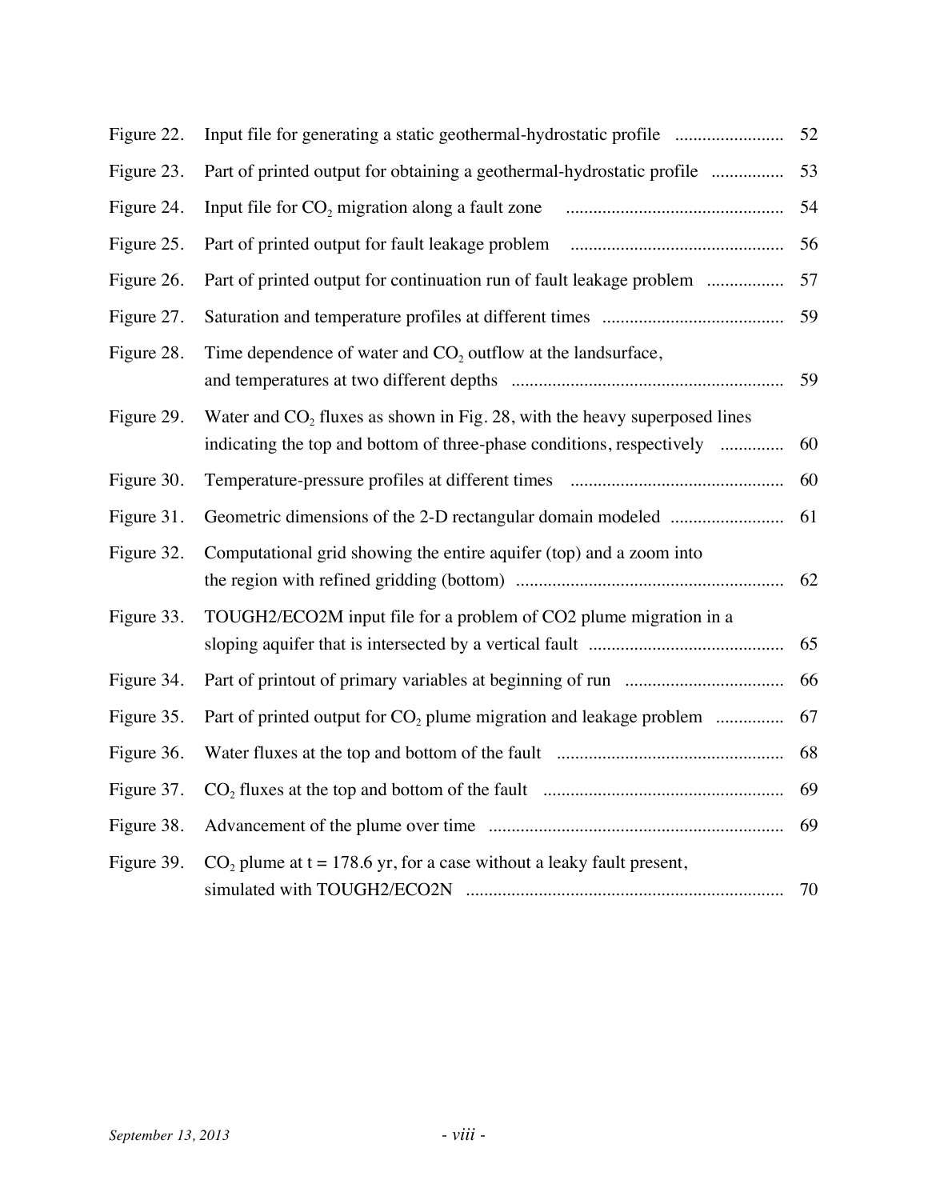| | | |
|---|---|---|
| Figure 22. | Input file for generating a static geothermal-hydrostatic profile | 52 |
| Figure 23. | Part of printed output for obtaining a geothermal-hydrostatic profile | 53 |
| Figure 24. | Input file for $CO_2$ migration along a fault zone | 54 |
| Figure 25. | Part of printed output for fault leakage problem | 56 |
| Figure 26. | Part of printed output for continuation run of fault leakage problem | 57 |
| Figure 27. | Saturation and temperature profiles at different times | 59 |
| Figure 28. | Time dependence of water and $CO_2$ outflow at the landsurface, and temperatures at two different depths | 59 |
| Figure 29. | Water and $CO_2$ fluxes as shown in Fig. 28, with the heavy superposed lines indicating the top and bottom of three-phase conditions, respectively | 60 |
| Figure 30. | Temperature-pressure profiles at different times | 60 |
| Figure 31. | Geometric dimensions of the 2-D rectangular domain modeled | 61 |
| Figure 32. | Computational grid showing the entire aquifer (top) and a zoom into the region with refined gridding (bottom) | 62 |
| Figure 33. | TOUGH2/ECO2M input file for a problem of CO2 plume migration in a sloping aquifer that is intersected by a vertical fault | 65 |
| Figure 34. | Part of printout of primary variables at beginning of run | 66 |
| Figure 35. | Part of printed output for $CO_2$ plume migration and leakage problem | 67 |
| Figure 36. | Water fluxes at the top and bottom of the fault | 68 |
| Figure 37. | $CO_2$ fluxes at the top and bottom of the fault | 69 |
| Figure 38. | Advancement of the plume over time | 69 |
| Figure 39. | $CO_2$ plume at $t = 178.6$ yr, for a case without a leaky fault present, simulated with TOUGH2/ECO2N | 70 |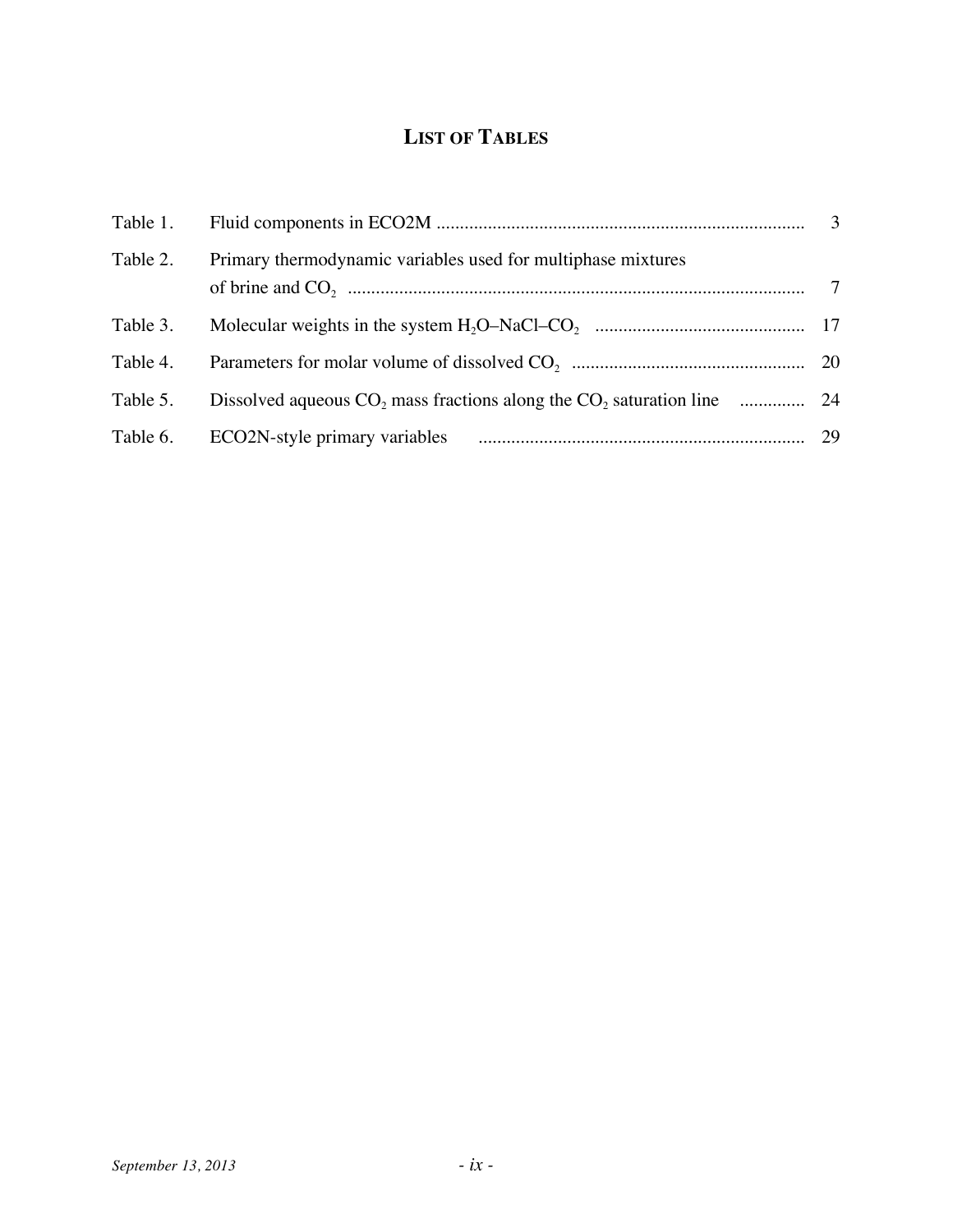# LIST OF TABLES

| | | |
|---|---|---|
| Table 1. | Fluid components in ECO2M | 3 |
| Table 2. | Primary thermodynamic variables used for multiphase mixtures of brine and $CO_2$ | 7 |
| Table 3. | Molecular weights in the system $H_2O$–NaCl–$CO_2$ | 17 |
| Table 4. | Parameters for molar volume of dissolved $CO_2$ | 20 |
| Table 5. | Dissolved aqueous $CO_2$ mass fractions along the $CO_2$ saturation line | 24 |
| Table 6. | ECO2N-style primary variables | 29 |